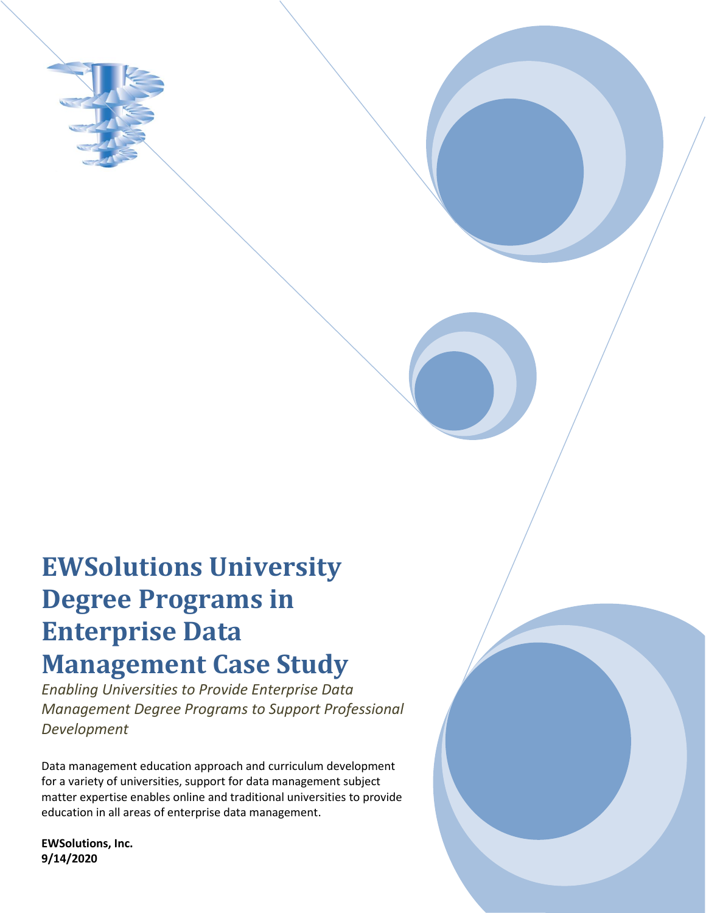# EWSolutions University Degree Programs in Enterprise Data Management Case Study

*Enabling Universities to Provide Enterprise Data Management Degree Programs to Support Professional Development*

Data management education approach and curriculum development for a variety of universities, support for data management subject matter expertise enables online and traditional universities to provide education in all areas of enterprise data management.

**EWSolutions, Inc.**
**9/14/2020**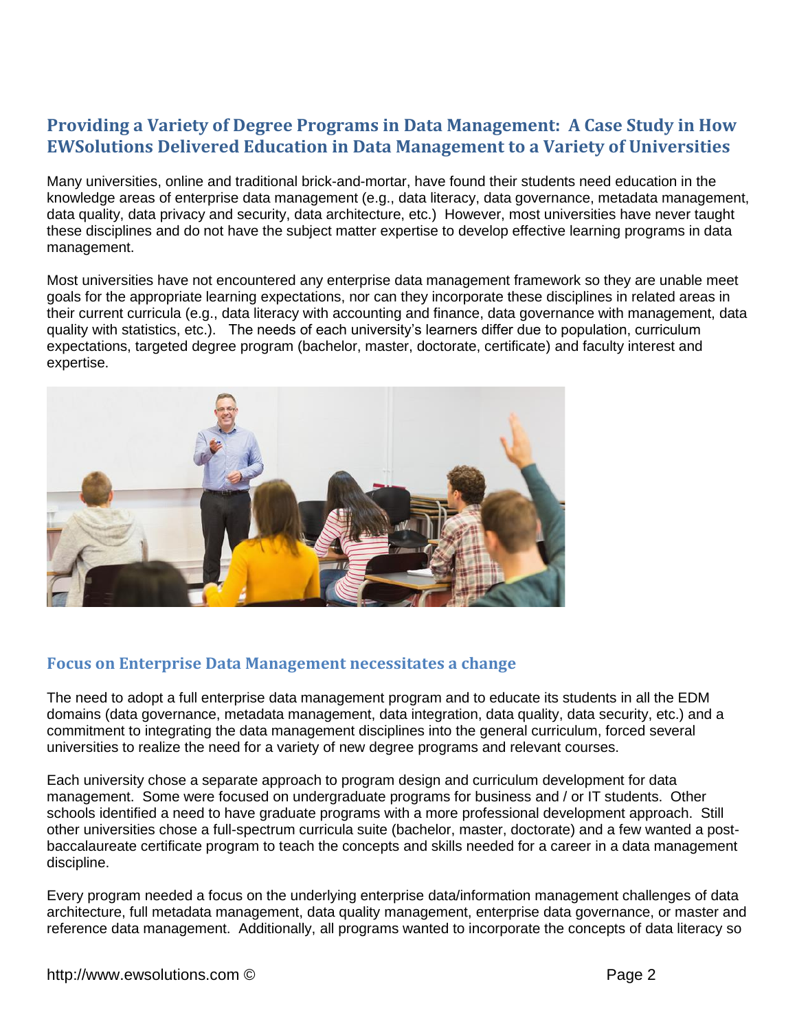## Providing a Variety of Degree Programs in Data Management: A Case Study in How EWSolutions Delivered Education in Data Management to a Variety of Universities

Many universities, online and traditional brick-and-mortar, have found their students need education in the knowledge areas of enterprise data management (e.g., data literacy, data governance, metadata management, data quality, data privacy and security, data architecture, etc.) However, most universities have never taught these disciplines and do not have the subject matter expertise to develop effective learning programs in data management.

Most universities have not encountered any enterprise data management framework so they are unable meet goals for the appropriate learning expectations, nor can they incorporate these disciplines in related areas in their current curricula (e.g., data literacy with accounting and finance, data governance with management, data quality with statistics, etc.). The needs of each university's learners differ due to population, curriculum expectations, targeted degree program (bachelor, master, doctorate, certificate) and faculty interest and expertise.

### Focus on Enterprise Data Management necessitates a change

The need to adopt a full enterprise data management program and to educate its students in all the EDM domains (data governance, metadata management, data integration, data quality, data security, etc.) and a commitment to integrating the data management disciplines into the general curriculum, forced several universities to realize the need for a variety of new degree programs and relevant courses.

Each university chose a separate approach to program design and curriculum development for data management. Some were focused on undergraduate programs for business and / or IT students. Other schools identified a need to have graduate programs with a more professional development approach. Still other universities chose a full-spectrum curricula suite (bachelor, master, doctorate) and a few wanted a post-baccalaureate certificate program to teach the concepts and skills needed for a career in a data management discipline.

Every program needed a focus on the underlying enterprise data/information management challenges of data architecture, full metadata management, data quality management, enterprise data governance, or master and reference data management. Additionally, all programs wanted to incorporate the concepts of data literacy so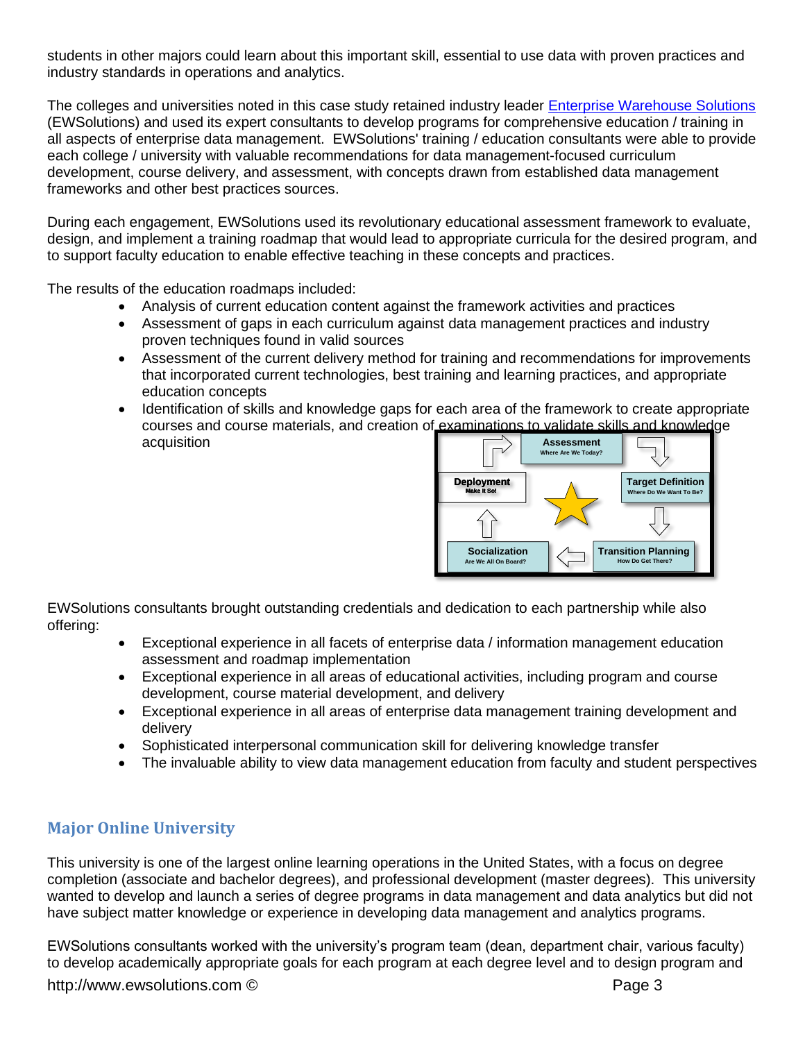students in other majors could learn about this important skill, essential to use data with proven practices and industry standards in operations and analytics.

The colleges and universities noted in this case study retained industry leader [Enterprise Warehouse Solutions](http://www.ewsolutions.com) (EWSolutions) and used its expert consultants to develop programs for comprehensive education / training in all aspects of enterprise data management. EWSolutions' training / education consultants were able to provide each college / university with valuable recommendations for data management-focused curriculum development, course delivery, and assessment, with concepts drawn from established data management frameworks and other best practices sources.

During each engagement, EWSolutions used its revolutionary educational assessment framework to evaluate, design, and implement a training roadmap that would lead to appropriate curricula for the desired program, and to support faculty education to enable effective teaching in these concepts and practices.

The results of the education roadmaps included:

- Analysis of current education content against the framework activities and practices
- Assessment of gaps in each curriculum against data management practices and industry proven techniques found in valid sources
- Assessment of the current delivery method for training and recommendations for improvements that incorporated current technologies, best training and learning practices, and appropriate education concepts
- Identification of skills and knowledge gaps for each area of the framework to create appropriate courses and course materials, and creation of examinations to validate skills and knowledge acquisition

Assessment
Where Are We Today?
Target Definition
Where Do We Want To Be?
Transition Planning
How Do Get There?
Socialization
Are We All On Board?
Deployment
Make It So!

EWSolutions consultants brought outstanding credentials and dedication to each partnership while also offering:

- Exceptional experience in all facets of enterprise data / information management education assessment and roadmap implementation
- Exceptional experience in all areas of educational activities, including program and course development, course material development, and delivery
- Exceptional experience in all areas of enterprise data management training development and delivery
- Sophisticated interpersonal communication skill for delivering knowledge transfer
- The invaluable ability to view data management education from faculty and student perspectives

## Major Online University

This university is one of the largest online learning operations in the United States, with a focus on degree completion (associate and bachelor degrees), and professional development (master degrees). This university wanted to develop and launch a series of degree programs in data management and data analytics but did not have subject matter knowledge or experience in developing data management and analytics programs.

EWSolutions consultants worked with the university's program team (dean, department chair, various faculty) to develop academically appropriate goals for each program at each degree level and to design program and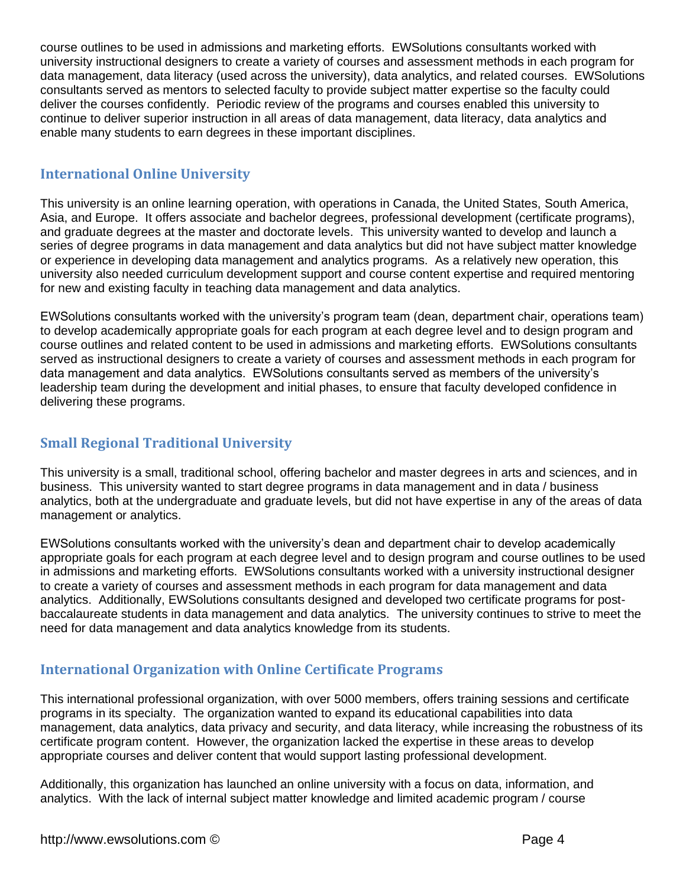course outlines to be used in admissions and marketing efforts. EWSolutions consultants worked with university instructional designers to create a variety of courses and assessment methods in each program for data management, data literacy (used across the university), data analytics, and related courses. EWSolutions consultants served as mentors to selected faculty to provide subject matter expertise so the faculty could deliver the courses confidently. Periodic review of the programs and courses enabled this university to continue to deliver superior instruction in all areas of data management, data literacy, data analytics and enable many students to earn degrees in these important disciplines.

## International Online University

This university is an online learning operation, with operations in Canada, the United States, South America, Asia, and Europe. It offers associate and bachelor degrees, professional development (certificate programs), and graduate degrees at the master and doctorate levels. This university wanted to develop and launch a series of degree programs in data management and data analytics but did not have subject matter knowledge or experience in developing data management and analytics programs. As a relatively new operation, this university also needed curriculum development support and course content expertise and required mentoring for new and existing faculty in teaching data management and data analytics.

EWSolutions consultants worked with the university's program team (dean, department chair, operations team) to develop academically appropriate goals for each program at each degree level and to design program and course outlines and related content to be used in admissions and marketing efforts. EWSolutions consultants served as instructional designers to create a variety of courses and assessment methods in each program for data management and data analytics. EWSolutions consultants served as members of the university's leadership team during the development and initial phases, to ensure that faculty developed confidence in delivering these programs.

## Small Regional Traditional University

This university is a small, traditional school, offering bachelor and master degrees in arts and sciences, and in business. This university wanted to start degree programs in data management and in data / business analytics, both at the undergraduate and graduate levels, but did not have expertise in any of the areas of data management or analytics.

EWSolutions consultants worked with the university's dean and department chair to develop academically appropriate goals for each program at each degree level and to design program and course outlines to be used in admissions and marketing efforts. EWSolutions consultants worked with a university instructional designer to create a variety of courses and assessment methods in each program for data management and data analytics. Additionally, EWSolutions consultants designed and developed two certificate programs for post-baccalaureate students in data management and data analytics. The university continues to strive to meet the need for data management and data analytics knowledge from its students.

## International Organization with Online Certificate Programs

This international professional organization, with over 5000 members, offers training sessions and certificate programs in its specialty. The organization wanted to expand its educational capabilities into data management, data analytics, data privacy and security, and data literacy, while increasing the robustness of its certificate program content. However, the organization lacked the expertise in these areas to develop appropriate courses and deliver content that would support lasting professional development.

Additionally, this organization has launched an online university with a focus on data, information, and analytics. With the lack of internal subject matter knowledge and limited academic program / course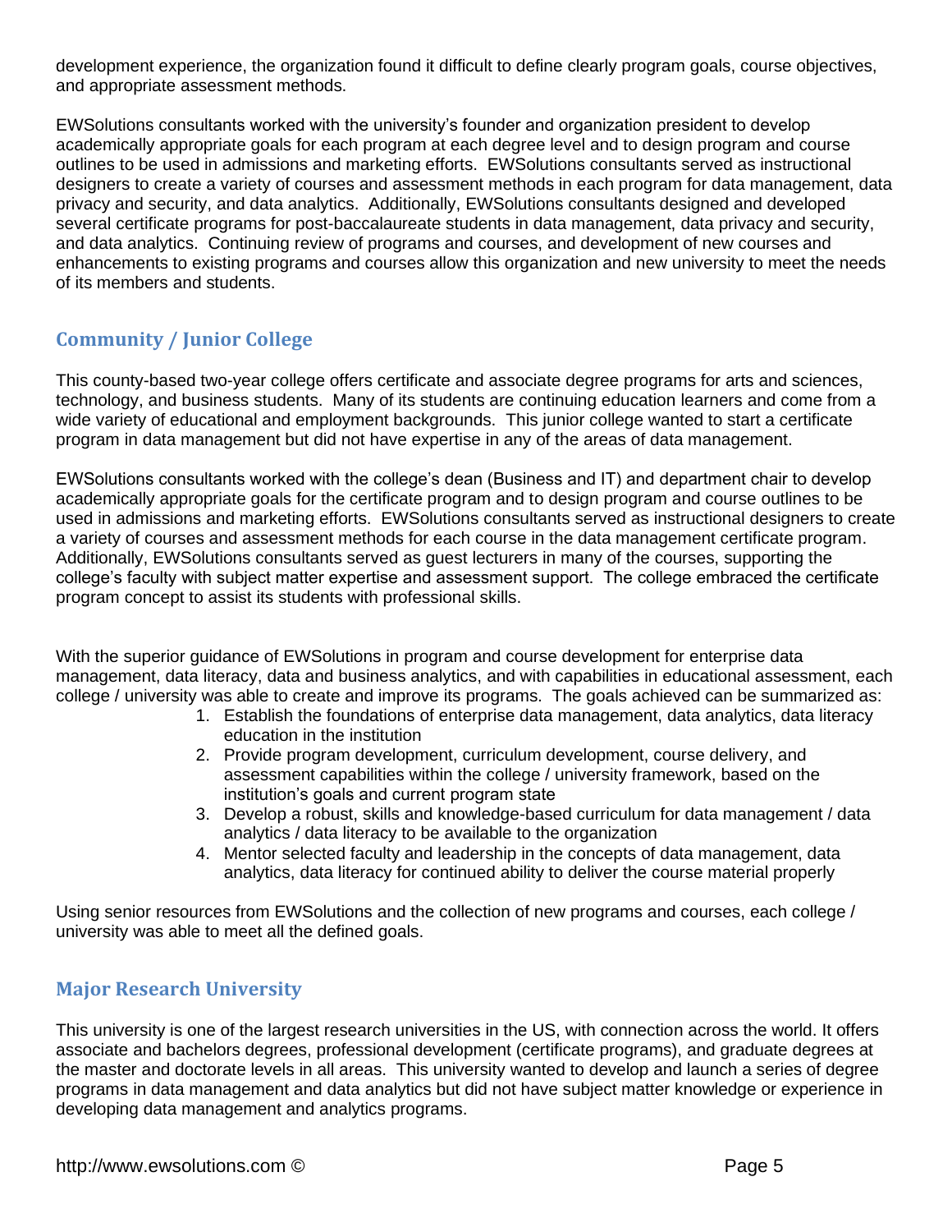development experience, the organization found it difficult to define clearly program goals, course objectives, and appropriate assessment methods.

EWSolutions consultants worked with the university's founder and organization president to develop academically appropriate goals for each program at each degree level and to design program and course outlines to be used in admissions and marketing efforts. EWSolutions consultants served as instructional designers to create a variety of courses and assessment methods in each program for data management, data privacy and security, and data analytics. Additionally, EWSolutions consultants designed and developed several certificate programs for post-baccalaureate students in data management, data privacy and security, and data analytics. Continuing review of programs and courses, and development of new courses and enhancements to existing programs and courses allow this organization and new university to meet the needs of its members and students.

## Community / Junior College

This county-based two-year college offers certificate and associate degree programs for arts and sciences, technology, and business students. Many of its students are continuing education learners and come from a wide variety of educational and employment backgrounds. This junior college wanted to start a certificate program in data management but did not have expertise in any of the areas of data management.

EWSolutions consultants worked with the college's dean (Business and IT) and department chair to develop academically appropriate goals for the certificate program and to design program and course outlines to be used in admissions and marketing efforts. EWSolutions consultants served as instructional designers to create a variety of courses and assessment methods for each course in the data management certificate program. Additionally, EWSolutions consultants served as guest lecturers in many of the courses, supporting the college's faculty with subject matter expertise and assessment support. The college embraced the certificate program concept to assist its students with professional skills.

With the superior guidance of EWSolutions in program and course development for enterprise data management, data literacy, data and business analytics, and with capabilities in educational assessment, each college / university was able to create and improve its programs. The goals achieved can be summarized as:

1. Establish the foundations of enterprise data management, data analytics, data literacy education in the institution
2. Provide program development, curriculum development, course delivery, and assessment capabilities within the college / university framework, based on the institution's goals and current program state
3. Develop a robust, skills and knowledge-based curriculum for data management / data analytics / data literacy to be available to the organization
4. Mentor selected faculty and leadership in the concepts of data management, data analytics, data literacy for continued ability to deliver the course material properly

Using senior resources from EWSolutions and the collection of new programs and courses, each college / university was able to meet all the defined goals.

## Major Research University

This university is one of the largest research universities in the US, with connection across the world. It offers associate and bachelors degrees, professional development (certificate programs), and graduate degrees at the master and doctorate levels in all areas. This university wanted to develop and launch a series of degree programs in data management and data analytics but did not have subject matter knowledge or experience in developing data management and analytics programs.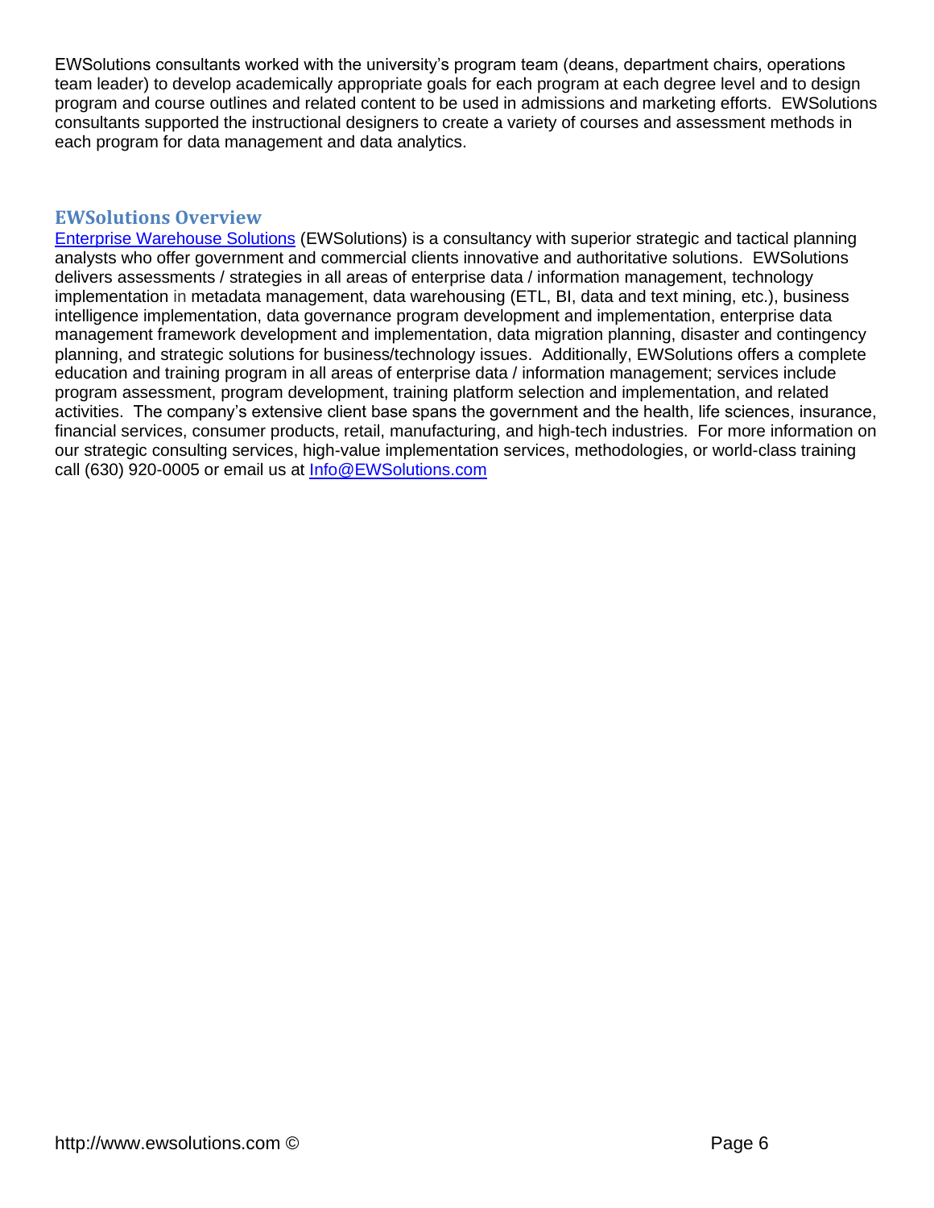EWSolutions consultants worked with the university's program team (deans, department chairs, operations team leader) to develop academically appropriate goals for each program at each degree level and to design program and course outlines and related content to be used in admissions and marketing efforts. EWSolutions consultants supported the instructional designers to create a variety of courses and assessment methods in each program for data management and data analytics.

## EWSolutions Overview

Enterprise Warehouse Solutions (EWSolutions) is a consultancy with superior strategic and tactical planning analysts who offer government and commercial clients innovative and authoritative solutions. EWSolutions delivers assessments / strategies in all areas of enterprise data / information management, technology implementation in metadata management, data warehousing (ETL, BI, data and text mining, etc.), business intelligence implementation, data governance program development and implementation, enterprise data management framework development and implementation, data migration planning, disaster and contingency planning, and strategic solutions for business/technology issues. Additionally, EWSolutions offers a complete education and training program in all areas of enterprise data / information management; services include program assessment, program development, training platform selection and implementation, and related activities. The company's extensive client base spans the government and the health, life sciences, insurance, financial services, consumer products, retail, manufacturing, and high-tech industries. For more information on our strategic consulting services, high-value implementation services, methodologies, or world-class training call (630) 920-0005 or email us at Info@EWSolutions.com